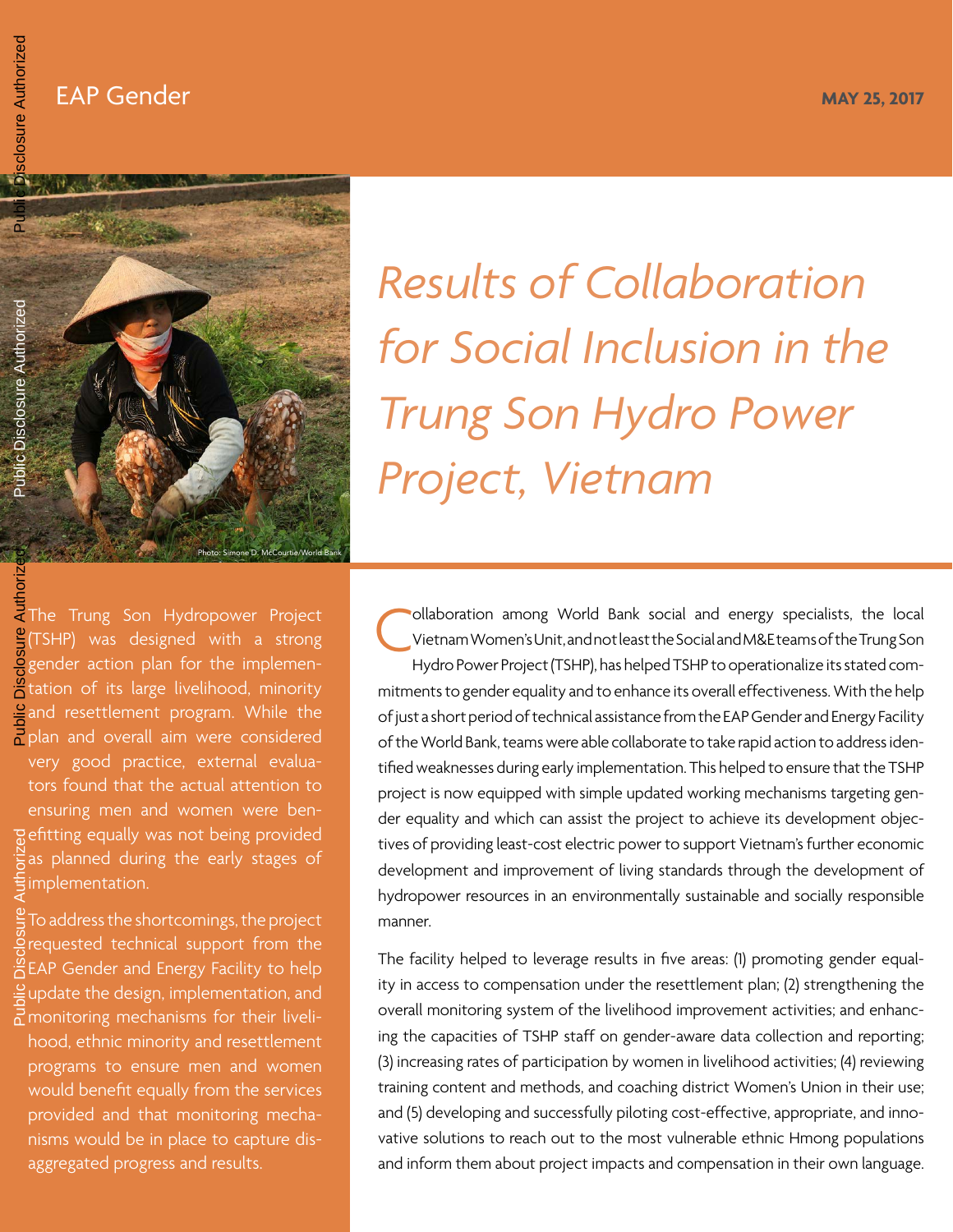EAP Gender

MAY 25, 2017

Photo: Simone D. McCourtie/World Bank

# *Results of Collaboration for Social Inclusion in the Trung Son Hydro Power Project, Vietnam*

The Trung Son Hydropower Project (TSHP) was designed with a strong gender action plan for the implementation of its large livelihood, minority and resettlement program. While the plan and overall aim were considered very good practice, external evaluators found that the actual attention to ensuring men and women were benefitting equally was not being provided as planned during the early stages of implementation.

To address the shortcomings, the project requested technical support from the EAP Gender and Energy Facility to help update the design, implementation, and monitoring mechanisms for their livelihood, ethnic minority and resettlement programs to ensure men and women would benefit equally from the services provided and that monitoring mechanisms would be in place to capture disaggregated progress and results.

Collaboration among World Bank social and energy specialists, the local Vietnam Women's Unit, and not least the Social and M&E teams of the Trung Son Hydro Power Project (TSHP), has helped TSHP to operationalize its stated commitments to gender equality and to enhance its overall effectiveness. With the help of just a short period of technical assistance from the EAP Gender and Energy Facility of the World Bank, teams were able collaborate to take rapid action to address identified weaknesses during early implementation. This helped to ensure that the TSHP project is now equipped with simple updated working mechanisms targeting gender equality and which can assist the project to achieve its development objectives of providing least-cost electric power to support Vietnam's further economic development and improvement of living standards through the development of hydropower resources in an environmentally sustainable and socially responsible manner.

The facility helped to leverage results in five areas: (1) promoting gender equality in access to compensation under the resettlement plan; (2) strengthening the overall monitoring system of the livelihood improvement activities; and enhancing the capacities of TSHP staff on gender-aware data collection and reporting; (3) increasing rates of participation by women in livelihood activities; (4) reviewing training content and methods, and coaching district Women's Union in their use; and (5) developing and successfully piloting cost-effective, appropriate, and innovative solutions to reach out to the most vulnerable ethnic Hmong populations and inform them about project impacts and compensation in their own language.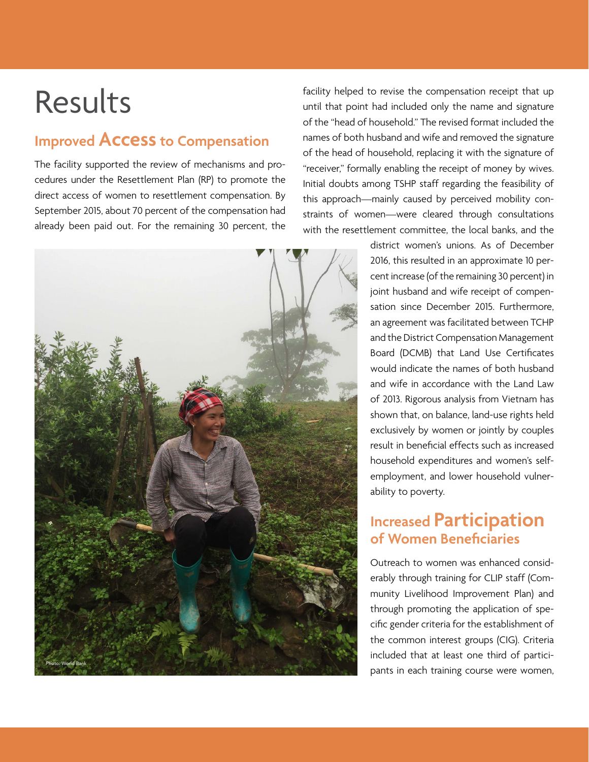# Results

## Improved Access to Compensation

The facility supported the review of mechanisms and procedures under the Resettlement Plan (RP) to promote the direct access of women to resettlement compensation. By September 2015, about 70 percent of the compensation had already been paid out. For the remaining 30 percent, the facility helped to revise the compensation receipt that up until that point had included only the name and signature of the "head of household." The revised format included the names of both husband and wife and removed the signature of the head of household, replacing it with the signature of "receiver," formally enabling the receipt of money by wives. Initial doubts among TSHP staff regarding the feasibility of this approach—mainly caused by perceived mobility constraints of women—were cleared through consultations with the resettlement committee, the local banks, and the district women's unions. As of December 2016, this resulted in an approximate 10 percent increase (of the remaining 30 percent) in joint husband and wife receipt of compensation since December 2015. Furthermore, an agreement was facilitated between TCHP and the District Compensation Management Board (DCMB) that Land Use Certificates would indicate the names of both husband and wife in accordance with the Land Law of 2013. Rigorous analysis from Vietnam has shown that, on balance, land-use rights held exclusively by women or jointly by couples result in beneficial effects such as increased household expenditures and women's self-employment, and lower household vulnerability to poverty.

Photo: World Bank

## Increased Participation of Women Beneficiaries

Outreach to women was enhanced considerably through training for CLIP staff (Community Livelihood Improvement Plan) and through promoting the application of specific gender criteria for the establishment of the common interest groups (CIG). Criteria included that at least one third of participants in each training course were women,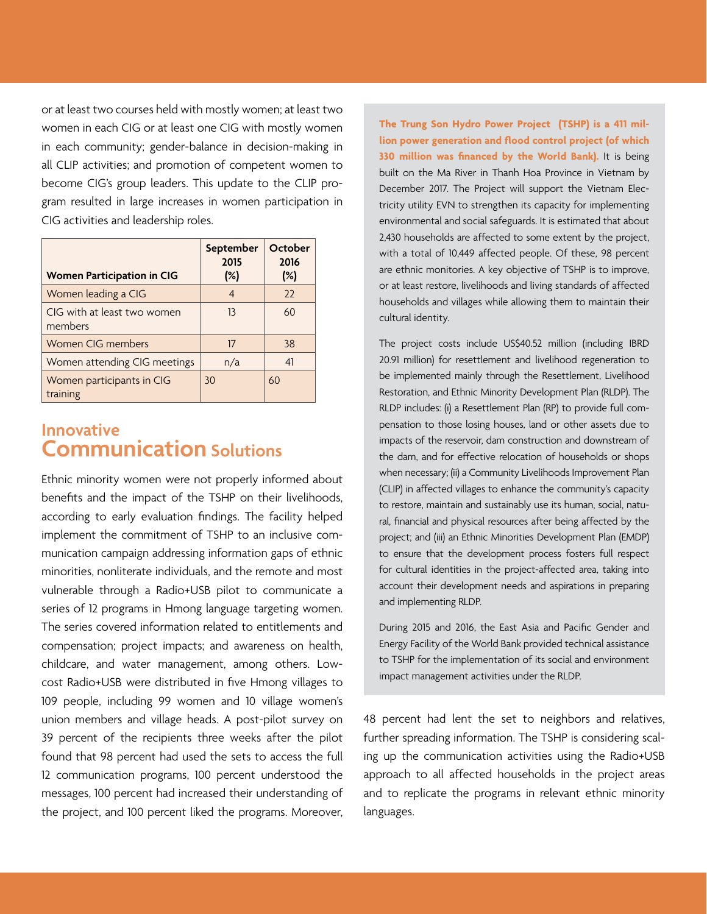or at least two courses held with mostly women; at least two women in each CIG or at least one CIG with mostly women in each community; gender-balance in decision-making in all CLIP activities; and promotion of competent women to become CIG's group leaders. This update to the CLIP program resulted in large increases in women participation in CIG activities and leadership roles.

| Women Participation in CIG | September 2015 (%) | October 2016 (%) |
|---|---|---|
| Women leading a CIG | 4 | 22 |
| CIG with at least two women members | 13 | 60 |
| Women CIG members | 17 | 38 |
| Women attending CIG meetings | n/a | 41 |
| Women participants in CIG training | 30 | 60 |

## Innovative Communication Solutions

Ethnic minority women were not properly informed about benefits and the impact of the TSHP on their livelihoods, according to early evaluation findings. The facility helped implement the commitment of TSHP to an inclusive communication campaign addressing information gaps of ethnic minorities, nonliterate individuals, and the remote and most vulnerable through a Radio+USB pilot to communicate a series of 12 programs in Hmong language targeting women. The series covered information related to entitlements and compensation; project impacts; and awareness on health, childcare, and water management, among others. Low-cost Radio+USB were distributed in five Hmong villages to 109 people, including 99 women and 10 village women's union members and village heads. A post-pilot survey on 39 percent of the recipients three weeks after the pilot found that 98 percent had used the sets to access the full 12 communication programs, 100 percent understood the messages, 100 percent had increased their understanding of the project, and 100 percent liked the programs. Moreover, 48 percent had lent the set to neighbors and relatives, further spreading information. The TSHP is considering scaling up the communication activities using the Radio+USB approach to all affected households in the project areas and to replicate the programs in relevant ethnic minority languages.

**The Trung Son Hydro Power Project (TSHP) is a 411 million power generation and flood control project (of which 330 million was financed by the World Bank).** It is being built on the Ma River in Thanh Hoa Province in Vietnam by December 2017. The Project will support the Vietnam Electricity utility EVN to strengthen its capacity for implementing environmental and social safeguards. It is estimated that about 2,430 households are affected to some extent by the project, with a total of 10,449 affected people. Of these, 98 percent are ethnic monitories. A key objective of TSHP is to improve, or at least restore, livelihoods and living standards of affected households and villages while allowing them to maintain their cultural identity.

The project costs include US$40.52 million (including IBRD 20.91 million) for resettlement and livelihood regeneration to be implemented mainly through the Resettlement, Livelihood Restoration, and Ethnic Minority Development Plan (RLDP). The RLDP includes: (i) a Resettlement Plan (RP) to provide full compensation to those losing houses, land or other assets due to impacts of the reservoir, dam construction and downstream of the dam, and for effective relocation of households or shops when necessary; (ii) a Community Livelihoods Improvement Plan (CLIP) in affected villages to enhance the community's capacity to restore, maintain and sustainably use its human, social, natural, financial and physical resources after being affected by the project; and (iii) an Ethnic Minorities Development Plan (EMDP) to ensure that the development process fosters full respect for cultural identities in the project-affected area, taking into account their development needs and aspirations in preparing and implementing RLDP.

During 2015 and 2016, the East Asia and Pacific Gender and Energy Facility of the World Bank provided technical assistance to TSHP for the implementation of its social and environment impact management activities under the RLDP.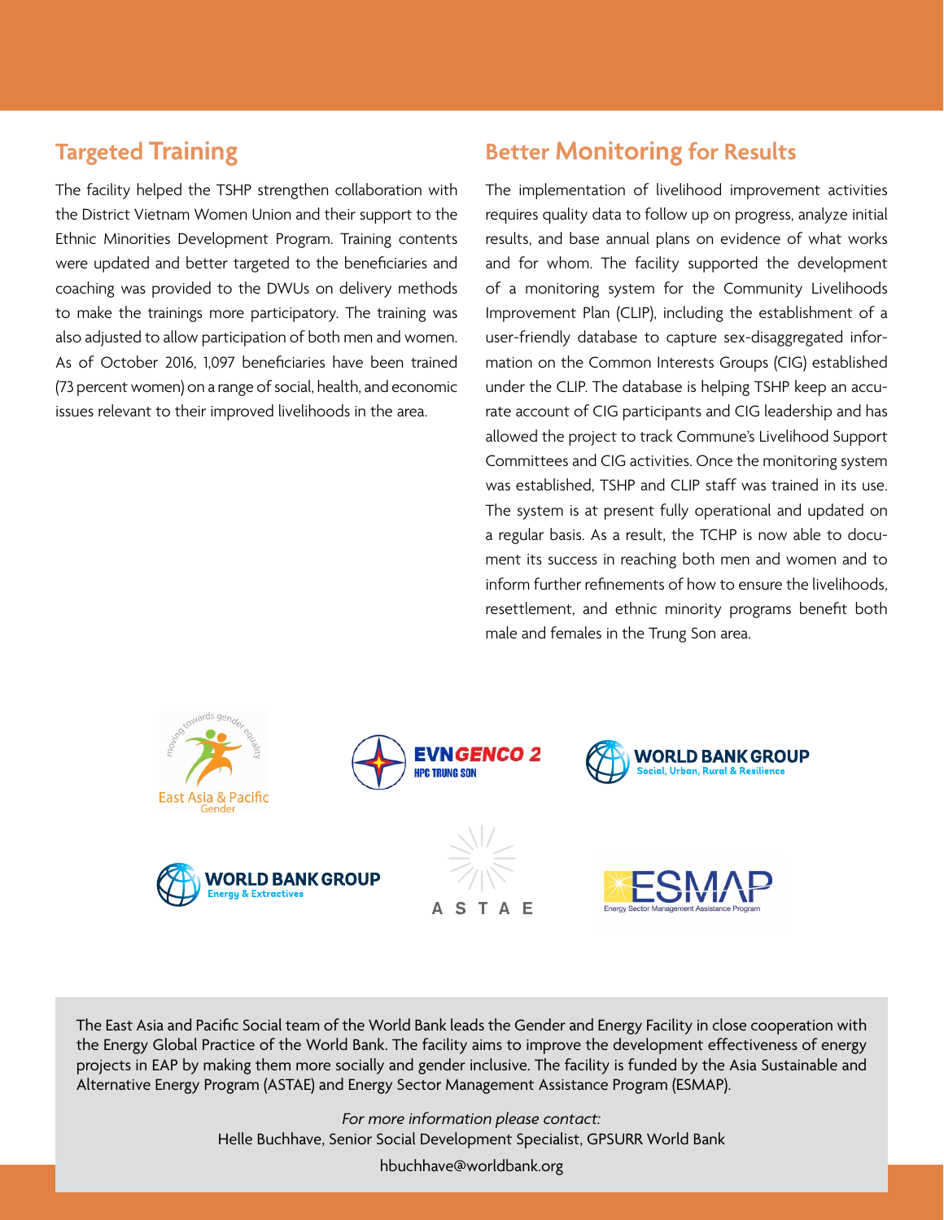## Targeted Training

The facility helped the TSHP strengthen collaboration with the District Vietnam Women Union and their support to the Ethnic Minorities Development Program. Training contents were updated and better targeted to the beneficiaries and coaching was provided to the DWUs on delivery methods to make the trainings more participatory. The training was also adjusted to allow participation of both men and women. As of October 2016, 1,097 beneficiaries have been trained (73 percent women) on a range of social, health, and economic issues relevant to their improved livelihoods in the area.

## Better Monitoring for Results

The implementation of livelihood improvement activities requires quality data to follow up on progress, analyze initial results, and base annual plans on evidence of what works and for whom. The facility supported the development of a monitoring system for the Community Livelihoods Improvement Plan (CLIP), including the establishment of a user-friendly database to capture sex-disaggregated information on the Common Interests Groups (CIG) established under the CLIP. The database is helping TSHP keep an accurate account of CIG participants and CIG leadership and has allowed the project to track Commune's Livelihood Support Committees and CIG activities. Once the monitoring system was established, TSHP and CLIP staff was trained in its use. The system is at present fully operational and updated on a regular basis. As a result, the TCHP is now able to document its success in reaching both men and women and to inform further refinements of how to ensure the livelihoods, resettlement, and ethnic minority programs benefit both male and females in the Trung Son area.

moving towards gender equality
East Asia & Pacific
Gender

EVNGENCO 2
HPC TRUNG SON

WORLD BANK GROUP
Social, Urban, Rural & Resilience

WORLD BANK GROUP
Energy & Extractives

ASTAE

ESMAP
Energy Sector Management Assistance Program

The East Asia and Pacific Social team of the World Bank leads the Gender and Energy Facility in close cooperation with the Energy Global Practice of the World Bank. The facility aims to improve the development effectiveness of energy projects in EAP by making them more socially and gender inclusive. The facility is funded by the Asia Sustainable and Alternative Energy Program (ASTAE) and Energy Sector Management Assistance Program (ESMAP).

*For more information please contact:*
Helle Buchhave, Senior Social Development Specialist, GPSURR World Bank
hbuchhave@worldbank.org